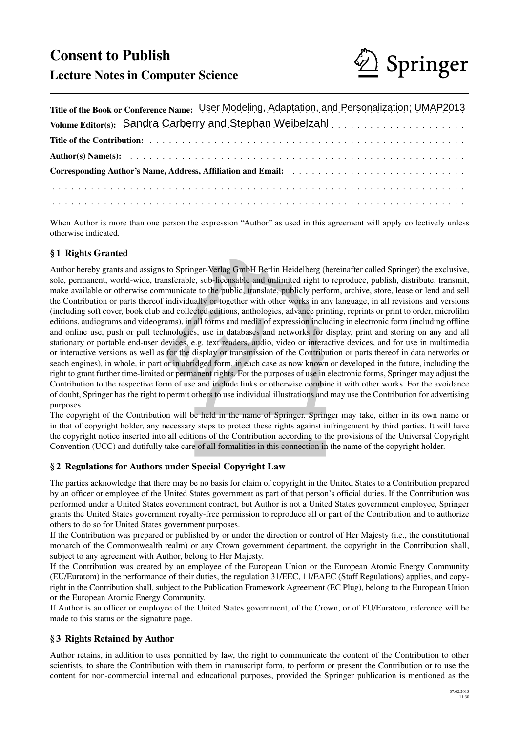# Consent to Publish

## Lecture Notes in Computer Science

Springer

**Title of the Book or Conference Name:** User Modeling, Adaptation, and Personalization; UMAP2013

**Volume Editor(s):** Sandra Carberry and Stephan Weibelzahl

**Title of the Contribution:**

**Author(s) Name(s):**

**Corresponding Author's Name, Address, Affiliation and Email:**

When Author is more than one person the expression "Author" as used in this agreement will apply collectively unless otherwise indicated.

### § 1 Rights Granted

Author hereby grants and assigns to Springer-Verlag GmbH Berlin Heidelberg (hereinafter called Springer) the exclusive, sole, permanent, world-wide, transferable, sub-licensable and unlimited right to reproduce, publish, distribute, transmit, make available or otherwise communicate to the public, translate, publicly perform, archive, store, lease or lend and sell the Contribution or parts thereof individually or together with other works in any language, in all revisions and versions (including soft cover, book club and collected editions, anthologies, advance printing, reprints or print to order, microfilm editions, audiograms and videograms), in all forms and media of expression including in electronic form (including offline and online use, push or pull technologies, use in databases and networks for display, print and storing on any and all stationary or portable end-user devices, e.g. text readers, audio, video or interactive devices, and for use in multimedia or interactive versions as well as for the display or transmission of the Contribution or parts thereof in data networks or seach engines), in whole, in part or in abridged form, in each case as now known or developed in the future, including the right to grant further time-limited or permanent rights. For the purposes of use in electronic forms, Springer may adjust the Contribution to the respective form of use and include links or otherwise combine it with other works. For the avoidance of doubt, Springer has the right to permit others to use individual illustrations and may use the Contribution for advertising purposes.

The copyright of the Contribution will be held in the name of Springer. Springer may take, either in its own name or in that of copyright holder, any necessary steps to protect these rights against infringement by third parties. It will have the copyright notice inserted into all editions of the Contribution according to the provisions of the Universal Copyright Convention (UCC) and dutifully take care of all formalities in this connection in the name of the copyright holder.

### § 2 Regulations for Authors under Special Copyright Law

The parties acknowledge that there may be no basis for claim of copyright in the United States to a Contribution prepared by an officer or employee of the United States government as part of that person's official duties. If the Contribution was performed under a United States government contract, but Author is not a United States government employee, Springer grants the United States government royalty-free permission to reproduce all or part of the Contribution and to authorize others to do so for United States government purposes.

If the Contribution was prepared or published by or under the direction or control of Her Majesty (i.e., the constitutional monarch of the Commonwealth realm) or any Crown government department, the copyright in the Contribution shall, subject to any agreement with Author, belong to Her Majesty.

If the Contribution was created by an employee of the European Union or the European Atomic Energy Community (EU/Euratom) in the performance of their duties, the regulation 31/EEC, 11/EAEC (Staff Regulations) applies, and copyright in the Contribution shall, subject to the Publication Framework Agreement (EC Plug), belong to the European Union or the European Atomic Energy Community.

If Author is an officer or employee of the United States government, of the Crown, or of EU/Euratom, reference will be made to this status on the signature page.

### § 3 Rights Retained by Author

Author retains, in addition to uses permitted by law, the right to communicate the content of the Contribution to other scientists, to share the Contribution with them in manuscript form, to perform or present the Contribution or to use the content for non-commercial internal and educational purposes, provided the Springer publication is mentioned as the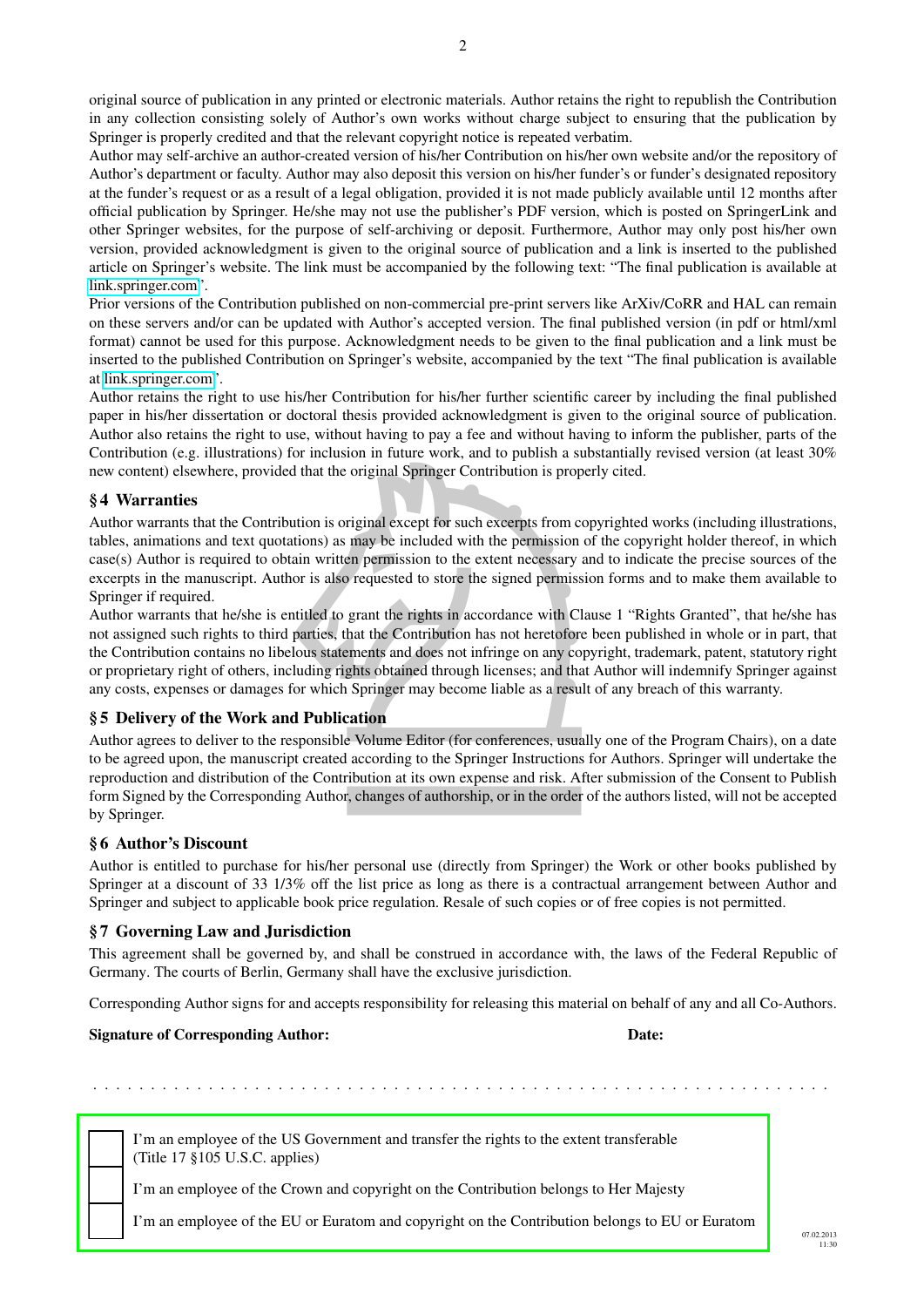original source of publication in any printed or electronic materials. Author retains the right to republish the Contribution in any collection consisting solely of Author's own works without charge subject to ensuring that the publication by Springer is properly credited and that the relevant copyright notice is repeated verbatim.

Author may self-archive an author-created version of his/her Contribution on his/her own website and/or the repository of Author's department or faculty. Author may also deposit this version on his/her funder's or funder's designated repository at the funder's request or as a result of a legal obligation, provided it is not made publicly available until 12 months after official publication by Springer. He/she may not use the publisher's PDF version, which is posted on SpringerLink and other Springer websites, for the purpose of self-archiving or deposit. Furthermore, Author may only post his/her own version, provided acknowledgment is given to the original source of publication and a link is inserted to the published article on Springer's website. The link must be accompanied by the following text: "The final publication is available at link.springer.com".

Prior versions of the Contribution published on non-commercial pre-print servers like ArXiv/CoRR and HAL can remain on these servers and/or can be updated with Author's accepted version. The final published version (in pdf or html/xml format) cannot be used for this purpose. Acknowledgment needs to be given to the final publication and a link must be inserted to the published Contribution on Springer's website, accompanied by the text "The final publication is available at link.springer.com".

Author retains the right to use his/her Contribution for his/her further scientific career by including the final published paper in his/her dissertation or doctoral thesis provided acknowledgment is given to the original source of publication. Author also retains the right to use, without having to pay a fee and without having to inform the publisher, parts of the Contribution (e.g. illustrations) for inclusion in future work, and to publish a substantially revised version (at least 30% new content) elsewhere, provided that the original Springer Contribution is properly cited.

## § 4 Warranties

Author warrants that the Contribution is original except for such excerpts from copyrighted works (including illustrations, tables, animations and text quotations) as may be included with the permission of the copyright holder thereof, in which case(s) Author is required to obtain written permission to the extent necessary and to indicate the precise sources of the excerpts in the manuscript. Author is also requested to store the signed permission forms and to make them available to Springer if required.

Author warrants that he/she is entitled to grant the rights in accordance with Clause 1 "Rights Granted", that he/she has not assigned such rights to third parties, that the Contribution has not heretofore been published in whole or in part, that the Contribution contains no libelous statements and does not infringe on any copyright, trademark, patent, statutory right or proprietary right of others, including rights obtained through licenses; and that Author will indemnify Springer against any costs, expenses or damages for which Springer may become liable as a result of any breach of this warranty.

## § 5 Delivery of the Work and Publication

Author agrees to deliver to the responsible Volume Editor (for conferences, usually one of the Program Chairs), on a date to be agreed upon, the manuscript created according to the Springer Instructions for Authors. Springer will undertake the reproduction and distribution of the Contribution at its own expense and risk. After submission of the Consent to Publish form Signed by the Corresponding Author, changes of authorship, or in the order of the authors listed, will not be accepted by Springer.

## § 6 Author's Discount

Author is entitled to purchase for his/her personal use (directly from Springer) the Work or other books published by Springer at a discount of 33 1/3% off the list price as long as there is a contractual arrangement between Author and Springer and subject to applicable book price regulation. Resale of such copies or of free copies is not permitted.

## § 7 Governing Law and Jurisdiction

This agreement shall be governed by, and shall be construed in accordance with, the laws of the Federal Republic of Germany. The courts of Berlin, Germany shall have the exclusive jurisdiction.

Corresponding Author signs for and accepts responsibility for releasing this material on behalf of any and all Co-Authors.

**Signature of Corresponding Author:** **Date:**

- [ ] I'm an employee of the US Government and transfer the rights to the extent transferable (Title 17 §105 U.S.C. applies)
- [ ] I'm an employee of the Crown and copyright on the Contribution belongs to Her Majesty
- [ ] I'm an employee of the EU or Euratom and copyright on the Contribution belongs to EU or Euratom

07.02.2013 11:30